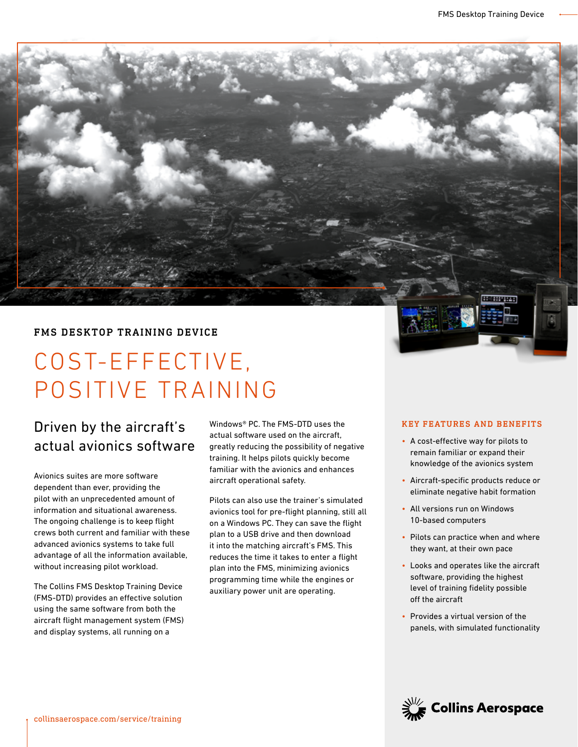FMS DESKTOP TRAINING DEVICE

# COST-EFFECTIVE, POSITIVE TRAINING

## Driven by the aircraft's actual avionics software

Avionics suites are more software dependent than ever, providing the pilot with an unprecedented amount of information and situational awareness. The ongoing challenge is to keep flight crews both current and familiar with these advanced avionics systems to take full advantage of all the information available, without increasing pilot workload.

The Collins FMS Desktop Training Device (FMS-DTD) provides an effective solution using the same software from both the aircraft flight management system (FMS) and display systems, all running on a Windows® PC. The FMS-DTD uses the actual software used on the aircraft, greatly reducing the possibility of negative training. It helps pilots quickly become familiar with the avionics and enhances aircraft operational safety.

Pilots can also use the trainer's simulated avionics tool for pre-flight planning, still all on a Windows PC. They can save the flight plan to a USB drive and then download it into the matching aircraft's FMS. This reduces the time it takes to enter a flight plan into the FMS, minimizing avionics programming time while the engines or auxiliary power unit are operating.

### KEY FEATURES AND BENEFITS

- A cost-effective way for pilots to remain familiar or expand their knowledge of the avionics system
- Aircraft-specific products reduce or eliminate negative habit formation
- All versions run on Windows 10-based computers
- Pilots can practice when and where they want, at their own pace
- Looks and operates like the aircraft software, providing the highest level of training fidelity possible off the aircraft
- Provides a virtual version of the panels, with simulated functionality

Collins Aerospace

collinsaerospace.com/service/training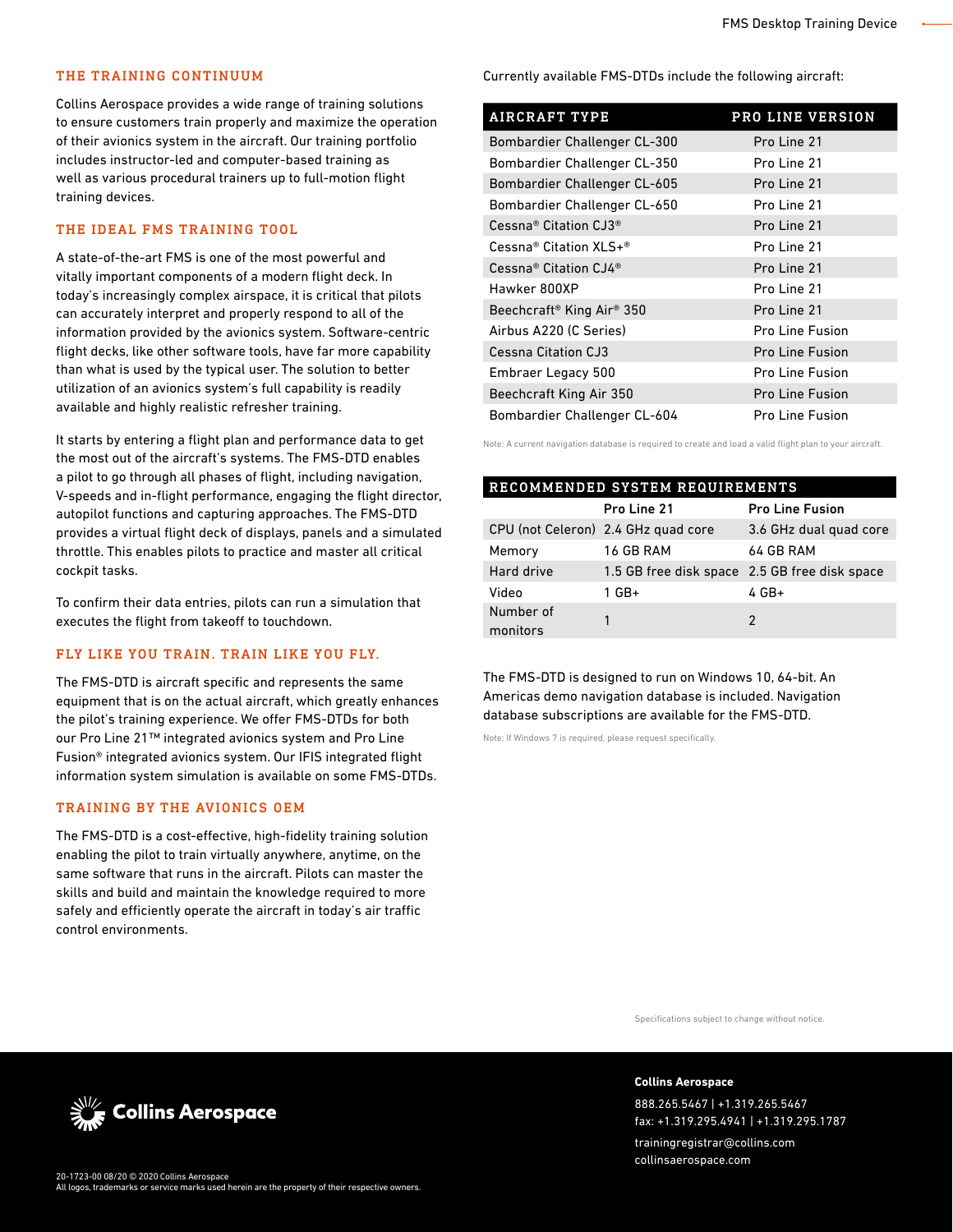## THE TRAINING CONTINUUM

Collins Aerospace provides a wide range of training solutions to ensure customers train properly and maximize the operation of their avionics system in the aircraft. Our training portfolio includes instructor-led and computer-based training as well as various procedural trainers up to full-motion flight training devices.

## THE IDEAL FMS TRAINING TOOL

A state-of-the-art FMS is one of the most powerful and vitally important components of a modern flight deck. In today's increasingly complex airspace, it is critical that pilots can accurately interpret and properly respond to all of the information provided by the avionics system. Software-centric flight decks, like other software tools, have far more capability than what is used by the typical user. The solution to better utilization of an avionics system's full capability is readily available and highly realistic refresher training.

It starts by entering a flight plan and performance data to get the most out of the aircraft's systems. The FMS-DTD enables a pilot to go through all phases of flight, including navigation, V-speeds and in-flight performance, engaging the flight director, autopilot functions and capturing approaches. The FMS-DTD provides a virtual flight deck of displays, panels and a simulated throttle. This enables pilots to practice and master all critical cockpit tasks.

To confirm their data entries, pilots can run a simulation that executes the flight from takeoff to touchdown.

## FLY LIKE YOU TRAIN. TRAIN LIKE YOU FLY.

The FMS-DTD is aircraft specific and represents the same equipment that is on the actual aircraft, which greatly enhances the pilot's training experience. We offer FMS-DTDs for both our Pro Line 21™ integrated avionics system and Pro Line Fusion® integrated avionics system. Our IFIS integrated flight information system simulation is available on some FMS-DTDs.

## TRAINING BY THE AVIONICS OEM

The FMS-DTD is a cost-effective, high-fidelity training solution enabling the pilot to train virtually anywhere, anytime, on the same software that runs in the aircraft. Pilots can master the skills and build and maintain the knowledge required to more safely and efficiently operate the aircraft in today's air traffic control environments.

Currently available FMS-DTDs include the following aircraft:

| AIRCRAFT TYPE | PRO LINE VERSION |
|---|---|
| Bombardier Challenger CL-300 | Pro Line 21 |
| Bombardier Challenger CL-350 | Pro Line 21 |
| Bombardier Challenger CL-605 | Pro Line 21 |
| Bombardier Challenger CL-650 | Pro Line 21 |
| Cessna® Citation CJ3® | Pro Line 21 |
| Cessna® Citation XLS+® | Pro Line 21 |
| Cessna® Citation CJ4® | Pro Line 21 |
| Hawker 800XP | Pro Line 21 |
| Beechcraft® King Air® 350 | Pro Line 21 |
| Airbus A220 (C Series) | Pro Line Fusion |
| Cessna Citation CJ3 | Pro Line Fusion |
| Embraer Legacy 500 | Pro Line Fusion |
| Beechcraft King Air 350 | Pro Line Fusion |
| Bombardier Challenger CL-604 | Pro Line Fusion |

Note: A current navigation database is required to create and load a valid flight plan to your aircraft.

| RECOMMENDED SYSTEM REQUIREMENTS | Pro Line 21 | Pro Line Fusion |
|---|---|---|
| CPU (not Celeron) | 2.4 GHz quad core | 3.6 GHz dual quad core |
| Memory | 16 GB RAM | 64 GB RAM |
| Hard drive | 1.5 GB free disk space | 2.5 GB free disk space |
| Video | 1 GB+ | 4 GB+ |
| Number of monitors | 1 | 2 |

The FMS-DTD is designed to run on Windows 10, 64-bit. An Americas demo navigation database is included. Navigation database subscriptions are available for the FMS-DTD.

Note: If Windows 7 is required, please request specifically.

Specifications subject to change without notice.

**Collins Aerospace**

888.265.5467 | +1.319.265.5467
fax: +1.319.295.4941 | +1.319.295.1787

trainingregistrar@collins.com
collinsaerospace.com

20-1723-00 08/20 © 2020 Collins Aerospace
All logos, trademarks or service marks used herein are the property of their respective owners.